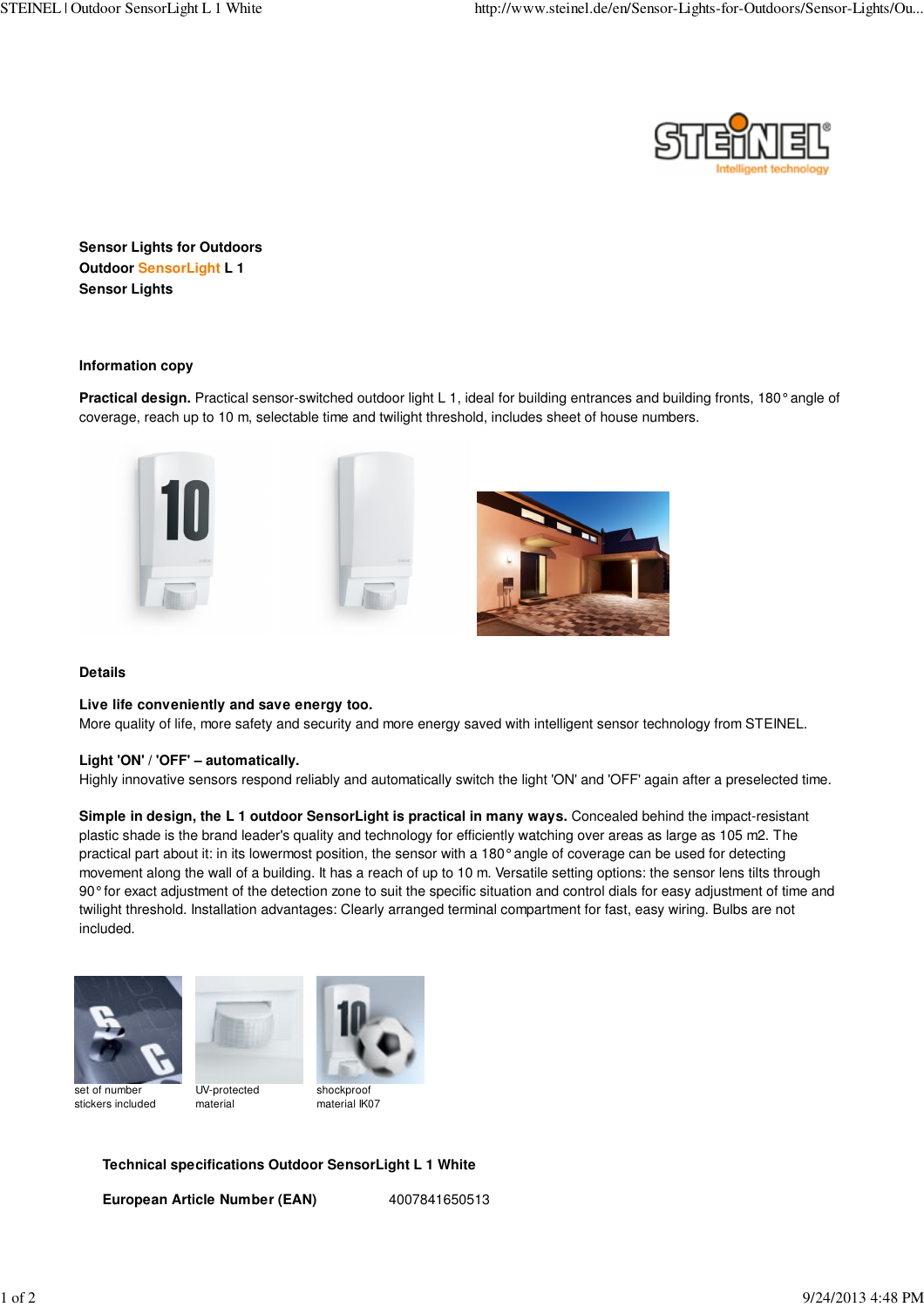**Sensor Lights for Outdoors**
**Outdoor SensorLight L 1**
**Sensor Lights**

## Information copy

**Practical design.** Practical sensor-switched outdoor light L 1, ideal for building entrances and building fronts, 180° angle of coverage, reach up to 10 m, selectable time and twilight threshold, includes sheet of house numbers.

## Details

**Live life conveniently and save energy too.**
More quality of life, more safety and security and more energy saved with intelligent sensor technology from STEINEL.

**Light 'ON' / 'OFF' – automatically.**
Highly innovative sensors respond reliably and automatically switch the light 'ON' and 'OFF' again after a preselected time.

**Simple in design, the L 1 outdoor SensorLight is practical in many ways.** Concealed behind the impact-resistant plastic shade is the brand leader's quality and technology for efficiently watching over areas as large as 105 m2. The practical part about it: in its lowermost position, the sensor with a 180° angle of coverage can be used for detecting movement along the wall of a building. It has a reach of up to 10 m. Versatile setting options: the sensor lens tilts through 90° for exact adjustment of the detection zone to suit the specific situation and control dials for easy adjustment of time and twilight threshold. Installation advantages: Clearly arranged terminal compartment for fast, easy wiring. Bulbs are not included.

set of number stickers included

UV-protected material

shockproof material IK07

## Technical specifications Outdoor SensorLight L 1 White

| | |
|---|---|
| **European Article Number (EAN)** | 4007841650513 |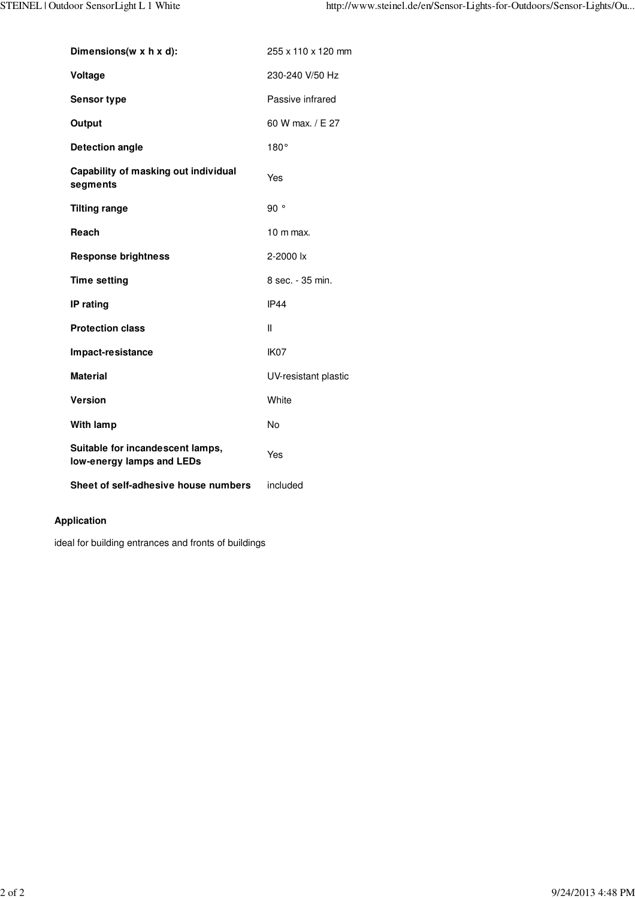| | |
|---|---|
| **Dimensions(w x h x d):** | 255 x 110 x 120 mm |
| **Voltage** | 230-240 V/50 Hz |
| **Sensor type** | Passive infrared |
| **Output** | 60 W max. / E 27 |
| **Detection angle** | 180° |
| **Capability of masking out individual segments** | Yes |
| **Tilting range** | 90 ° |
| **Reach** | 10 m max. |
| **Response brightness** | 2-2000 lx |
| **Time setting** | 8 sec. - 35 min. |
| **IP rating** | IP44 |
| **Protection class** | II |
| **Impact-resistance** | IK07 |
| **Material** | UV-resistant plastic |
| **Version** | White |
| **With lamp** | No |
| **Suitable for incandescent lamps, low-energy lamps and LEDs** | Yes |
| **Sheet of self-adhesive house numbers** | included |

**Application**

ideal for building entrances and fronts of buildings